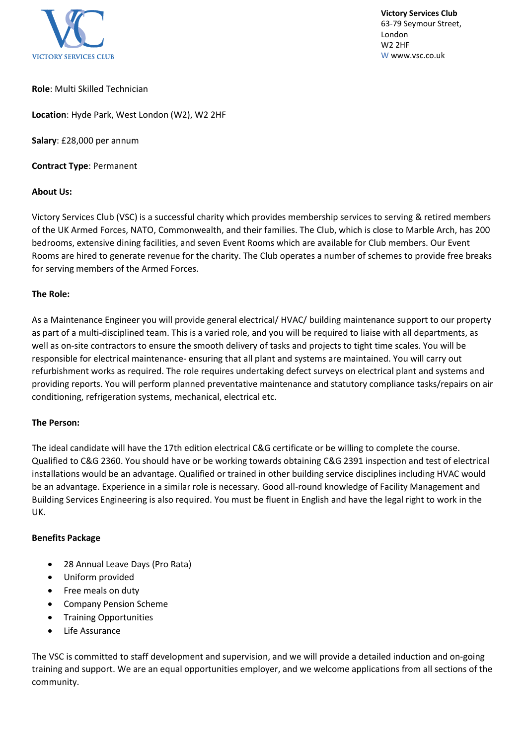VICTORY SERVICES CLUB

**Victory Services Club**
63-79 Seymour Street,
London
W2 2HF
W www.vsc.co.uk

**Role**: Multi Skilled Technician

**Location**: Hyde Park, West London (W2), W2 2HF

**Salary**: £28,000 per annum

**Contract Type**: Permanent

**About Us:**

Victory Services Club (VSC) is a successful charity which provides membership services to serving & retired members of the UK Armed Forces, NATO, Commonwealth, and their families. The Club, which is close to Marble Arch, has 200 bedrooms, extensive dining facilities, and seven Event Rooms which are available for Club members. Our Event Rooms are hired to generate revenue for the charity. The Club operates a number of schemes to provide free breaks for serving members of the Armed Forces.

**The Role:**

As a Maintenance Engineer you will provide general electrical/ HVAC/ building maintenance support to our property as part of a multi-disciplined team. This is a varied role, and you will be required to liaise with all departments, as well as on-site contractors to ensure the smooth delivery of tasks and projects to tight time scales. You will be responsible for electrical maintenance- ensuring that all plant and systems are maintained. You will carry out refurbishment works as required. The role requires undertaking defect surveys on electrical plant and systems and providing reports. You will perform planned preventative maintenance and statutory compliance tasks/repairs on air conditioning, refrigeration systems, mechanical, electrical etc.

**The Person:**

The ideal candidate will have the 17th edition electrical C&G certificate or be willing to complete the course. Qualified to C&G 2360. You should have or be working towards obtaining C&G 2391 inspection and test of electrical installations would be an advantage. Qualified or trained in other building service disciplines including HVAC would be an advantage. Experience in a similar role is necessary. Good all-round knowledge of Facility Management and Building Services Engineering is also required. You must be fluent in English and have the legal right to work in the UK.

**Benefits Package**

- 28 Annual Leave Days (Pro Rata)
- Uniform provided
- Free meals on duty
- Company Pension Scheme
- Training Opportunities
- Life Assurance

The VSC is committed to staff development and supervision, and we will provide a detailed induction and on-going training and support. We are an equal opportunities employer, and we welcome applications from all sections of the community.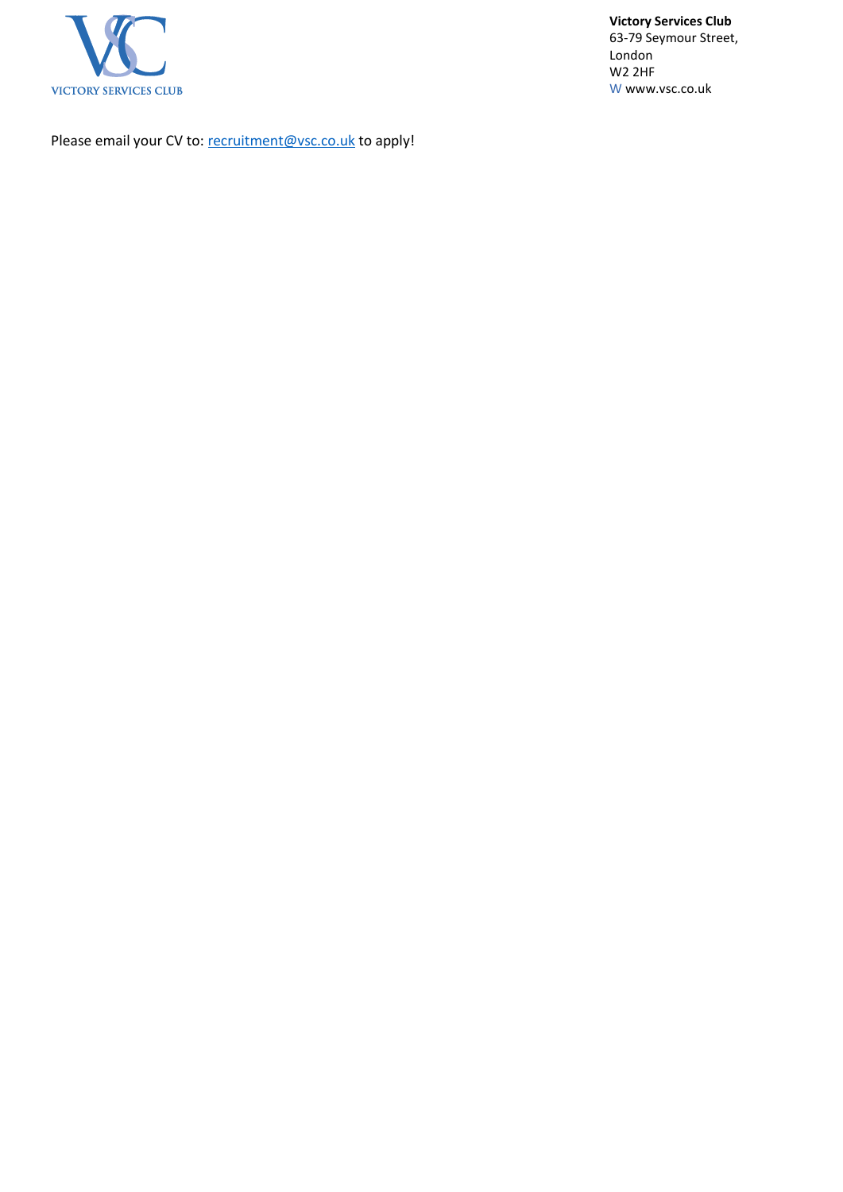**Victory Services Club**
63-79 Seymour Street,
London
W2 2HF
W www.vsc.co.uk

Please email your CV to: recruitment@vsc.co.uk to apply!